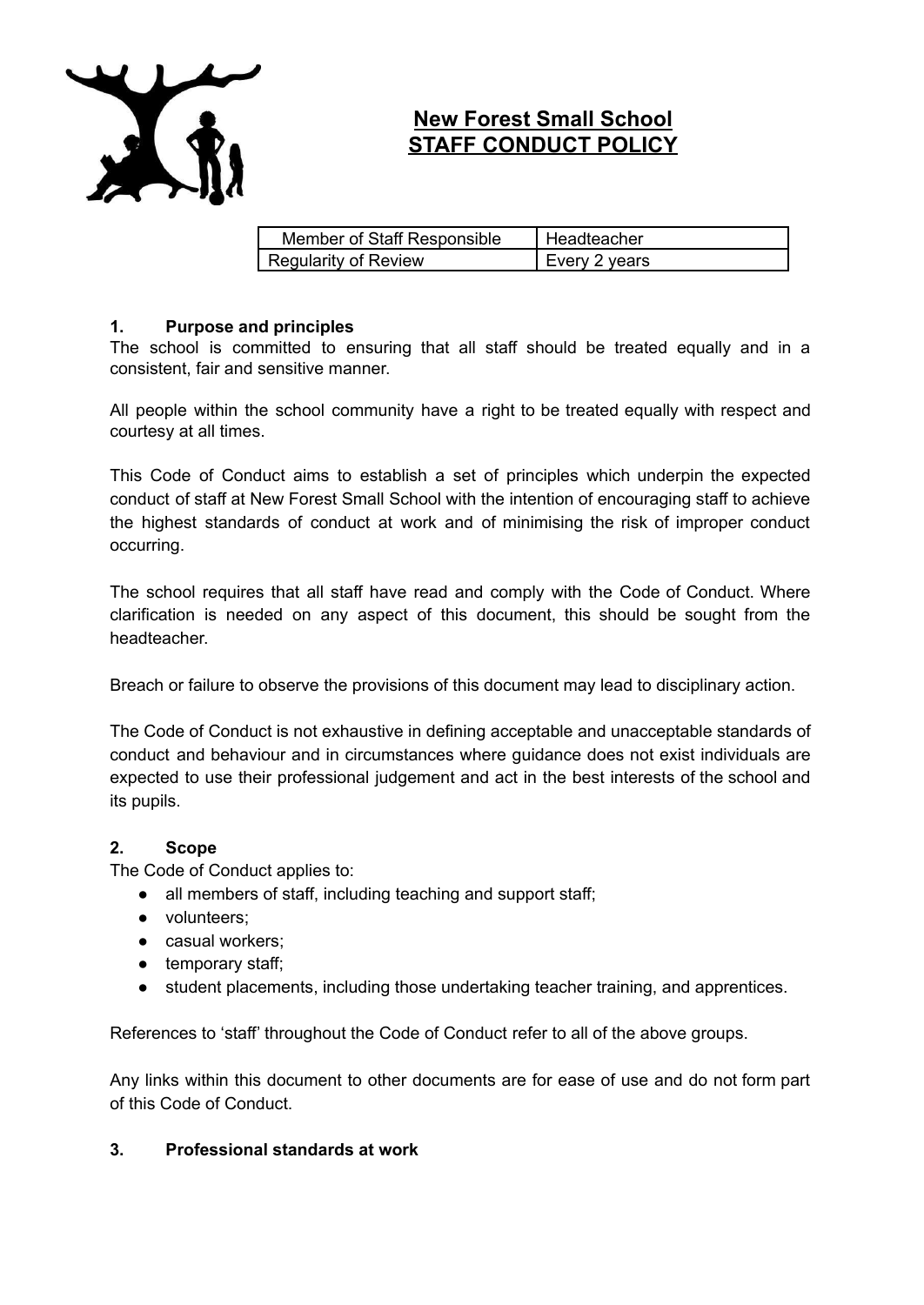# New Forest Small School
# STAFF CONDUCT POLICY

| Member of Staff Responsible | Headteacher |
|---|---|
| Regularity of Review | Every 2 years |

### 1. Purpose and principles

The school is committed to ensuring that all staff should be treated equally and in a consistent, fair and sensitive manner.

All people within the school community have a right to be treated equally with respect and courtesy at all times.

This Code of Conduct aims to establish a set of principles which underpin the expected conduct of staff at New Forest Small School with the intention of encouraging staff to achieve the highest standards of conduct at work and of minimising the risk of improper conduct occurring.

The school requires that all staff have read and comply with the Code of Conduct. Where clarification is needed on any aspect of this document, this should be sought from the headteacher.

Breach or failure to observe the provisions of this document may lead to disciplinary action.

The Code of Conduct is not exhaustive in defining acceptable and unacceptable standards of conduct and behaviour and in circumstances where guidance does not exist individuals are expected to use their professional judgement and act in the best interests of the school and its pupils.

### 2. Scope

The Code of Conduct applies to:

- all members of staff, including teaching and support staff;
- volunteers;
- casual workers;
- temporary staff;
- student placements, including those undertaking teacher training, and apprentices.

References to 'staff' throughout the Code of Conduct refer to all of the above groups.

Any links within this document to other documents are for ease of use and do not form part of this Code of Conduct.

### 3. Professional standards at work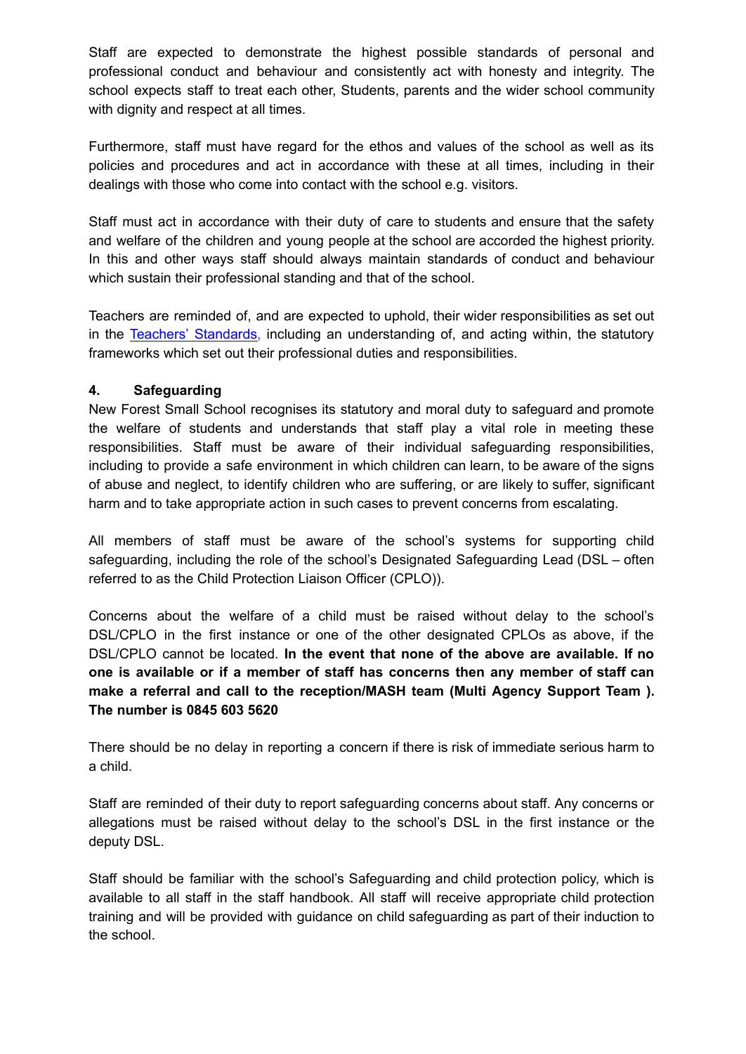Staff are expected to demonstrate the highest possible standards of personal and professional conduct and behaviour and consistently act with honesty and integrity. The school expects staff to treat each other, Students, parents and the wider school community with dignity and respect at all times.

Furthermore, staff must have regard for the ethos and values of the school as well as its policies and procedures and act in accordance with these at all times, including in their dealings with those who come into contact with the school e.g. visitors.

Staff must act in accordance with their duty of care to students and ensure that the safety and welfare of the children and young people at the school are accorded the highest priority. In this and other ways staff should always maintain standards of conduct and behaviour which sustain their professional standing and that of the school.

Teachers are reminded of, and are expected to uphold, their wider responsibilities as set out in the Teachers' Standards, including an understanding of, and acting within, the statutory frameworks which set out their professional duties and responsibilities.

## 4. Safeguarding

New Forest Small School recognises its statutory and moral duty to safeguard and promote the welfare of students and understands that staff play a vital role in meeting these responsibilities. Staff must be aware of their individual safeguarding responsibilities, including to provide a safe environment in which children can learn, to be aware of the signs of abuse and neglect, to identify children who are suffering, or are likely to suffer, significant harm and to take appropriate action in such cases to prevent concerns from escalating.

All members of staff must be aware of the school's systems for supporting child safeguarding, including the role of the school's Designated Safeguarding Lead (DSL – often referred to as the Child Protection Liaison Officer (CPLO)).

Concerns about the welfare of a child must be raised without delay to the school's DSL/CPLO in the first instance or one of the other designated CPLOs as above, if the DSL/CPLO cannot be located. **In the event that none of the above are available. If no one is available or if a member of staff has concerns then any member of staff can make a referral and call to the reception/MASH team (Multi Agency Support Team ). The number is 0845 603 5620**

There should be no delay in reporting a concern if there is risk of immediate serious harm to a child.

Staff are reminded of their duty to report safeguarding concerns about staff. Any concerns or allegations must be raised without delay to the school's DSL in the first instance or the deputy DSL.

Staff should be familiar with the school's Safeguarding and child protection policy, which is available to all staff in the staff handbook. All staff will receive appropriate child protection training and will be provided with guidance on child safeguarding as part of their induction to the school.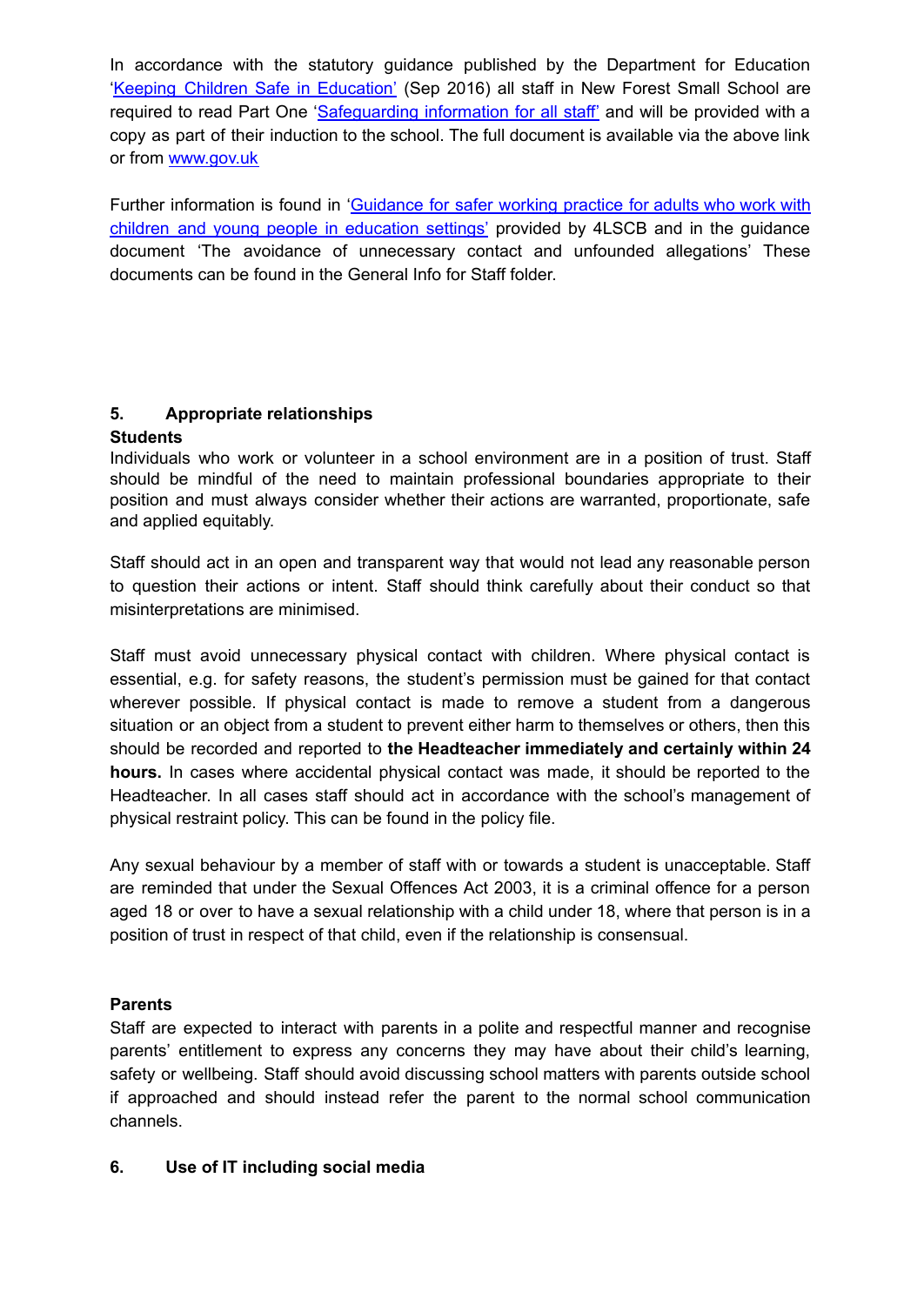In accordance with the statutory guidance published by the Department for Education '[Keeping Children Safe in Education'](#) (Sep 2016) all staff in New Forest Small School are required to read Part One '[Safeguarding information for all staff'](#) and will be provided with a copy as part of their induction to the school. The full document is available via the above link or from [www.gov.uk](http://www.gov.uk)

Further information is found in '[Guidance for safer working practice for adults who work with children and young people in education settings'](#) provided by 4LSCB and in the guidance document 'The avoidance of unnecessary contact and unfounded allegations' These documents can be found in the General Info for Staff folder.

## 5. Appropriate relationships

**Students**

Individuals who work or volunteer in a school environment are in a position of trust. Staff should be mindful of the need to maintain professional boundaries appropriate to their position and must always consider whether their actions are warranted, proportionate, safe and applied equitably.

Staff should act in an open and transparent way that would not lead any reasonable person to question their actions or intent. Staff should think carefully about their conduct so that misinterpretations are minimised.

Staff must avoid unnecessary physical contact with children. Where physical contact is essential, e.g. for safety reasons, the student's permission must be gained for that contact wherever possible. If physical contact is made to remove a student from a dangerous situation or an object from a student to prevent either harm to themselves or others, then this should be recorded and reported to **the Headteacher immediately and certainly within 24 hours.** In cases where accidental physical contact was made, it should be reported to the Headteacher. In all cases staff should act in accordance with the school's management of physical restraint policy. This can be found in the policy file.

Any sexual behaviour by a member of staff with or towards a student is unacceptable. Staff are reminded that under the Sexual Offences Act 2003, it is a criminal offence for a person aged 18 or over to have a sexual relationship with a child under 18, where that person is in a position of trust in respect of that child, even if the relationship is consensual.

**Parents**

Staff are expected to interact with parents in a polite and respectful manner and recognise parents' entitlement to express any concerns they may have about their child's learning, safety or wellbeing. Staff should avoid discussing school matters with parents outside school if approached and should instead refer the parent to the normal school communication channels.

## 6. Use of IT including social media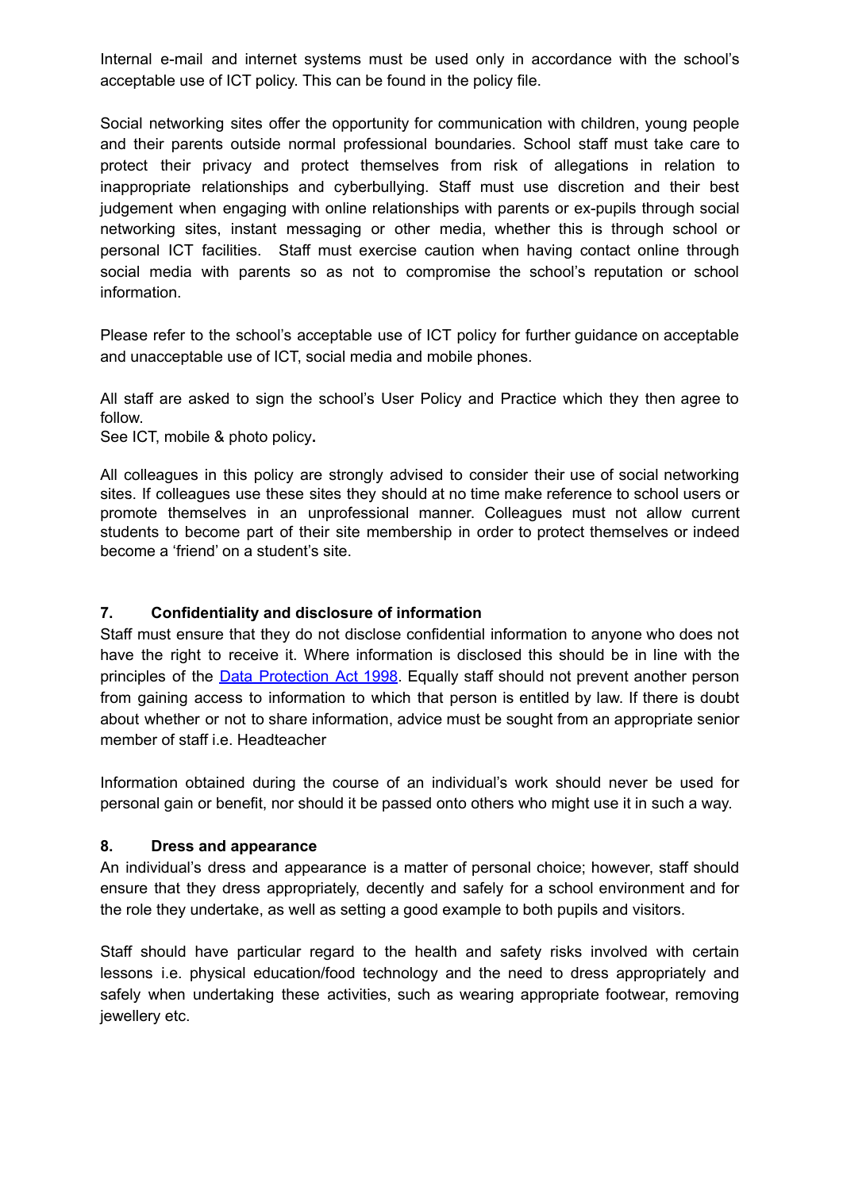Internal e-mail and internet systems must be used only in accordance with the school's acceptable use of ICT policy. This can be found in the policy file.

Social networking sites offer the opportunity for communication with children, young people and their parents outside normal professional boundaries. School staff must take care to protect their privacy and protect themselves from risk of allegations in relation to inappropriate relationships and cyberbullying. Staff must use discretion and their best judgement when engaging with online relationships with parents or ex-pupils through social networking sites, instant messaging or other media, whether this is through school or personal ICT facilities. Staff must exercise caution when having contact online through social media with parents so as not to compromise the school's reputation or school information.

Please refer to the school's acceptable use of ICT policy for further guidance on acceptable and unacceptable use of ICT, social media and mobile phones.

All staff are asked to sign the school's User Policy and Practice which they then agree to follow.
See ICT, mobile & photo policy**.**

All colleagues in this policy are strongly advised to consider their use of social networking sites. If colleagues use these sites they should at no time make reference to school users or promote themselves in an unprofessional manner. Colleagues must not allow current students to become part of their site membership in order to protect themselves or indeed become a 'friend' on a student's site.

### 7. Confidentiality and disclosure of information

Staff must ensure that they do not disclose confidential information to anyone who does not have the right to receive it. Where information is disclosed this should be in line with the principles of the [Data Protection Act 1998](). Equally staff should not prevent another person from gaining access to information to which that person is entitled by law. If there is doubt about whether or not to share information, advice must be sought from an appropriate senior member of staff i.e. Headteacher

Information obtained during the course of an individual's work should never be used for personal gain or benefit, nor should it be passed onto others who might use it in such a way.

### 8. Dress and appearance

An individual's dress and appearance is a matter of personal choice; however, staff should ensure that they dress appropriately, decently and safely for a school environment and for the role they undertake, as well as setting a good example to both pupils and visitors.

Staff should have particular regard to the health and safety risks involved with certain lessons i.e. physical education/food technology and the need to dress appropriately and safely when undertaking these activities, such as wearing appropriate footwear, removing jewellery etc.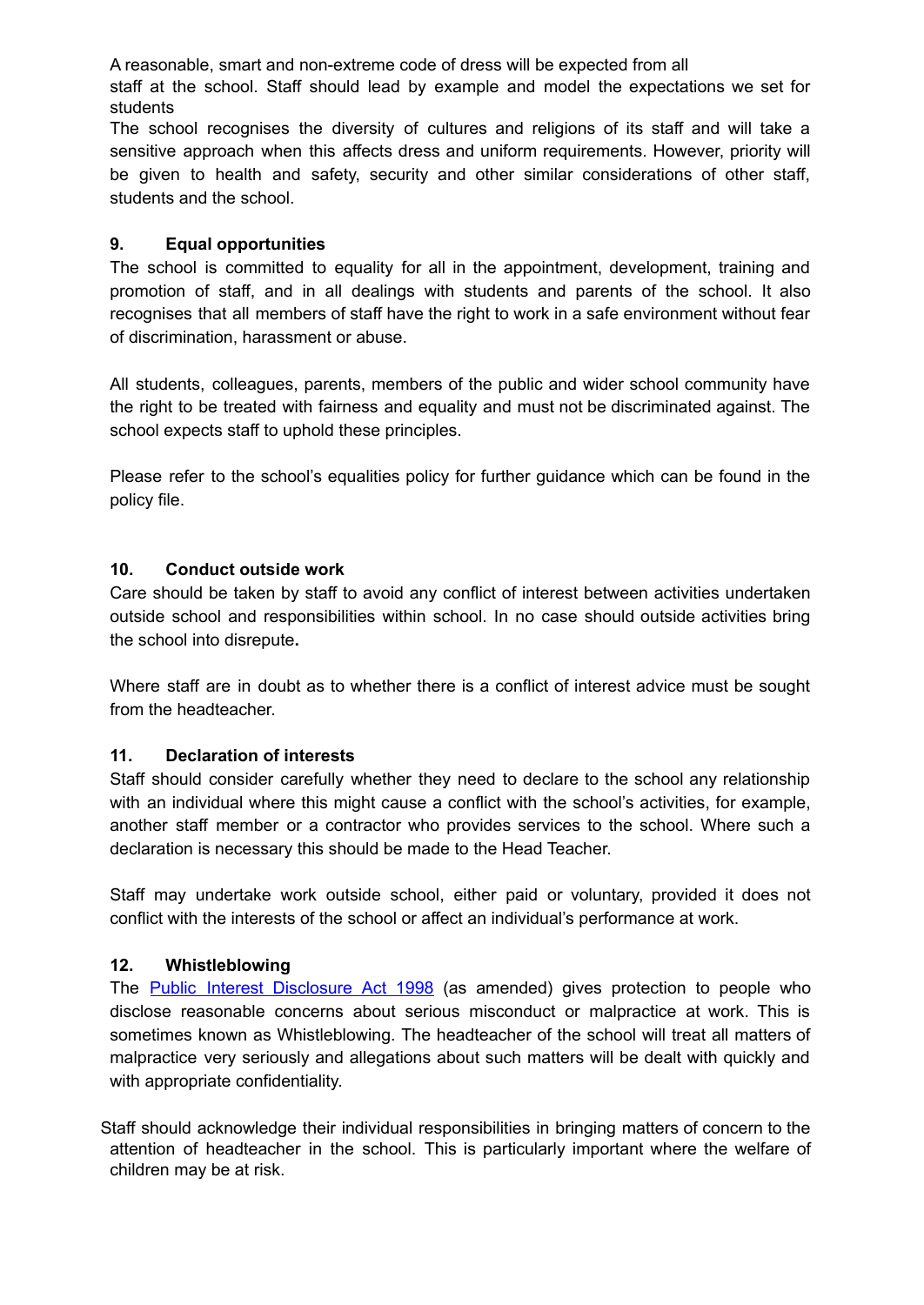A reasonable, smart and non-extreme code of dress will be expected from all staff at the school. Staff should lead by example and model the expectations we set for students

The school recognises the diversity of cultures and religions of its staff and will take a sensitive approach when this affects dress and uniform requirements. However, priority will be given to health and safety, security and other similar considerations of other staff, students and the school.

## 9. Equal opportunities

The school is committed to equality for all in the appointment, development, training and promotion of staff, and in all dealings with students and parents of the school. It also recognises that all members of staff have the right to work in a safe environment without fear of discrimination, harassment or abuse.

All students, colleagues, parents, members of the public and wider school community have the right to be treated with fairness and equality and must not be discriminated against. The school expects staff to uphold these principles.

Please refer to the school's equalities policy for further guidance which can be found in the policy file.

## 10. Conduct outside work

Care should be taken by staff to avoid any conflict of interest between activities undertaken outside school and responsibilities within school. In no case should outside activities bring the school into disrepute**.**

Where staff are in doubt as to whether there is a conflict of interest advice must be sought from the headteacher.

## 11. Declaration of interests

Staff should consider carefully whether they need to declare to the school any relationship with an individual where this might cause a conflict with the school's activities, for example, another staff member or a contractor who provides services to the school. Where such a declaration is necessary this should be made to the Head Teacher.

Staff may undertake work outside school, either paid or voluntary, provided it does not conflict with the interests of the school or affect an individual's performance at work.

## 12. Whistleblowing

The Public Interest Disclosure Act 1998 (as amended) gives protection to people who disclose reasonable concerns about serious misconduct or malpractice at work. This is sometimes known as Whistleblowing. The headteacher of the school will treat all matters of malpractice very seriously and allegations about such matters will be dealt with quickly and with appropriate confidentiality.

Staff should acknowledge their individual responsibilities in bringing matters of concern to the attention of headteacher in the school. This is particularly important where the welfare of children may be at risk.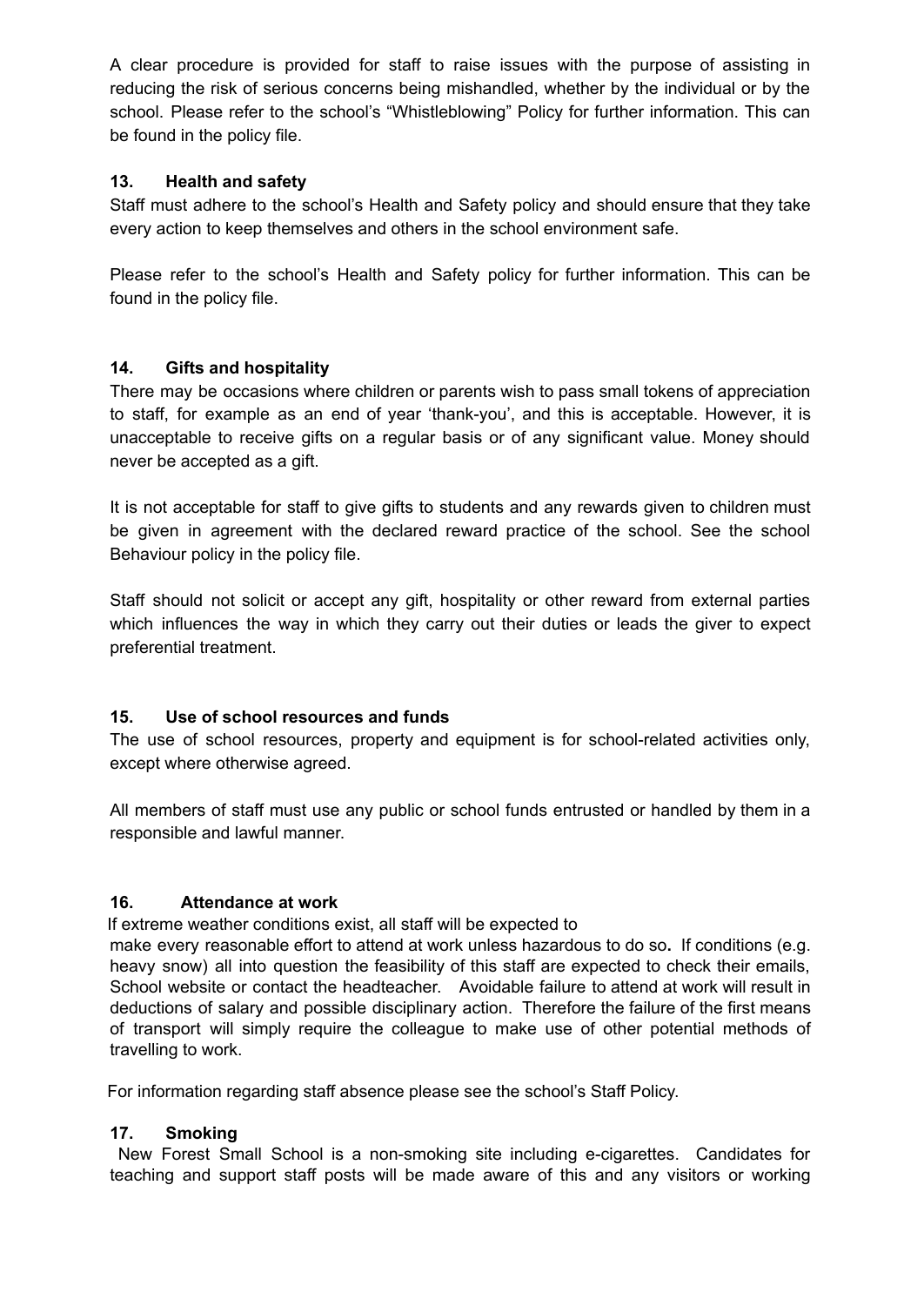A clear procedure is provided for staff to raise issues with the purpose of assisting in reducing the risk of serious concerns being mishandled, whether by the individual or by the school. Please refer to the school's "Whistleblowing" Policy for further information. This can be found in the policy file.

### 13. Health and safety

Staff must adhere to the school's Health and Safety policy and should ensure that they take every action to keep themselves and others in the school environment safe.

Please refer to the school's Health and Safety policy for further information. This can be found in the policy file.

### 14. Gifts and hospitality

There may be occasions where children or parents wish to pass small tokens of appreciation to staff, for example as an end of year 'thank-you', and this is acceptable. However, it is unacceptable to receive gifts on a regular basis or of any significant value. Money should never be accepted as a gift.

It is not acceptable for staff to give gifts to students and any rewards given to children must be given in agreement with the declared reward practice of the school. See the school Behaviour policy in the policy file.

Staff should not solicit or accept any gift, hospitality or other reward from external parties which influences the way in which they carry out their duties or leads the giver to expect preferential treatment.

### 15. Use of school resources and funds

The use of school resources, property and equipment is for school-related activities only, except where otherwise agreed.

All members of staff must use any public or school funds entrusted or handled by them in a responsible and lawful manner.

### 16. Attendance at work

If extreme weather conditions exist, all staff will be expected to make every reasonable effort to attend at work unless hazardous to do so**.** If conditions (e.g. heavy snow) all into question the feasibility of this staff are expected to check their emails, School website or contact the headteacher. Avoidable failure to attend at work will result in deductions of salary and possible disciplinary action. Therefore the failure of the first means of transport will simply require the colleague to make use of other potential methods of travelling to work.

For information regarding staff absence please see the school's Staff Policy.

### 17. Smoking

New Forest Small School is a non-smoking site including e-cigarettes. Candidates for teaching and support staff posts will be made aware of this and any visitors or working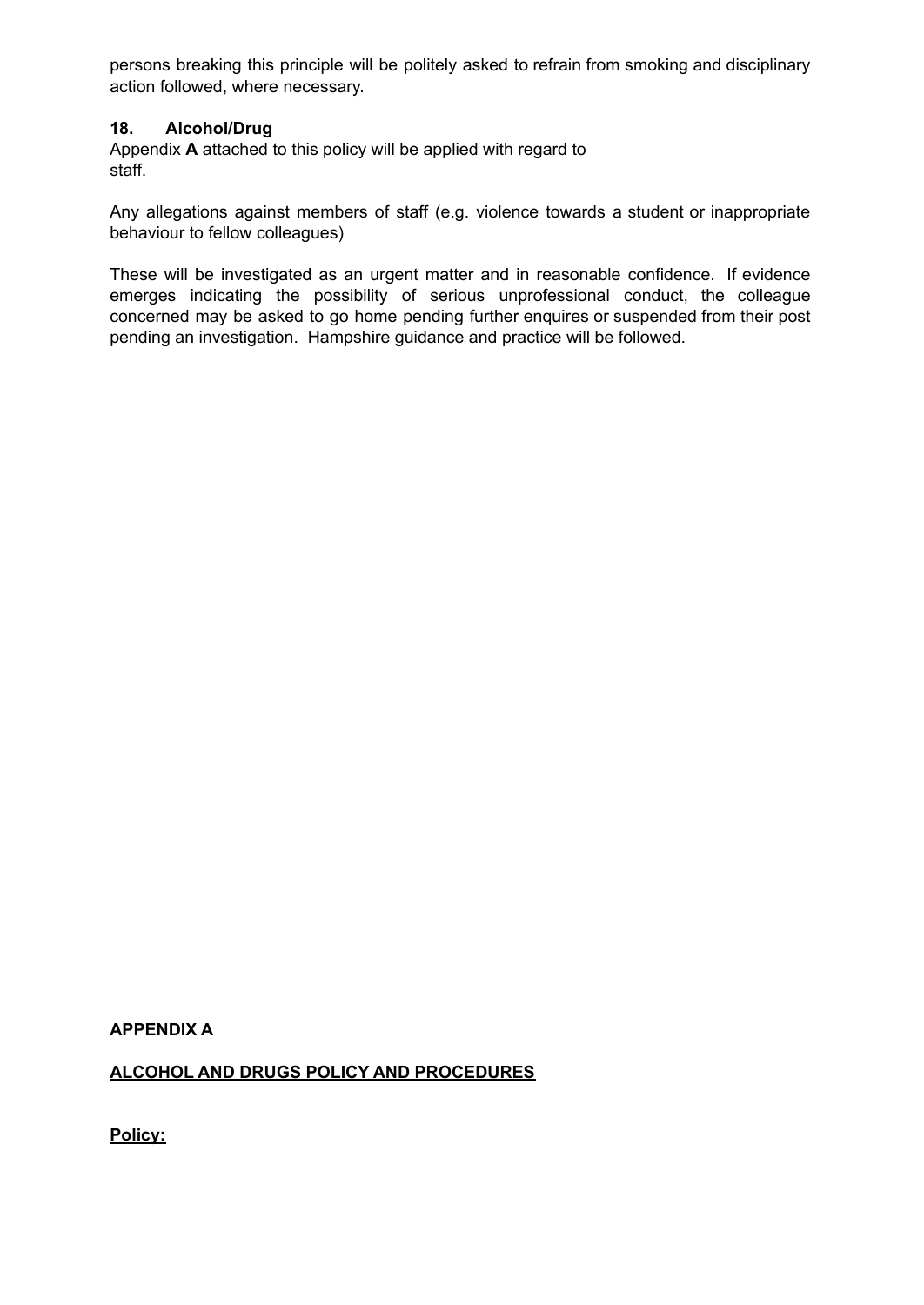persons breaking this principle will be politely asked to refrain from smoking and disciplinary action followed, where necessary.

### 18. Alcohol/Drug

Appendix **A** attached to this policy will be applied with regard to staff.

Any allegations against members of staff (e.g. violence towards a student or inappropriate behaviour to fellow colleagues)

These will be investigated as an urgent matter and in reasonable confidence. If evidence emerges indicating the possibility of serious unprofessional conduct, the colleague concerned may be asked to go home pending further enquires or suspended from their post pending an investigation. Hampshire guidance and practice will be followed.

## APPENDIX A

## ALCOHOL AND DRUGS POLICY AND PROCEDURES

**Policy:**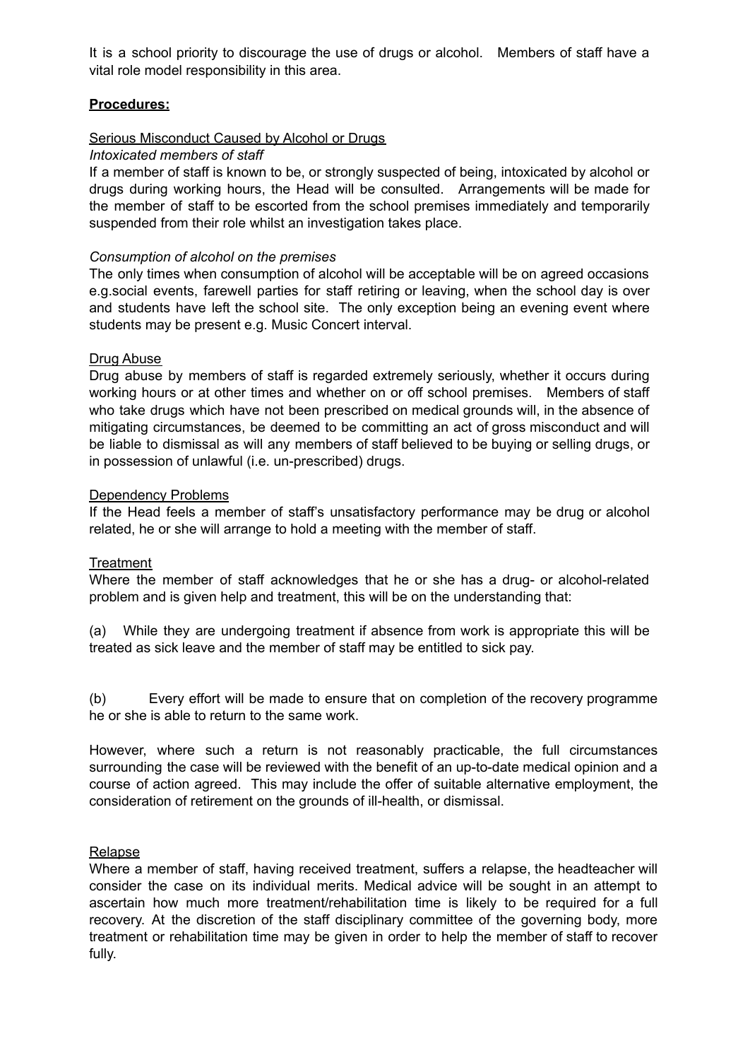It is a school priority to discourage the use of drugs or alcohol. Members of staff have a vital role model responsibility in this area.

**Procedures:**

Serious Misconduct Caused by Alcohol or Drugs

*Intoxicated members of staff*

If a member of staff is known to be, or strongly suspected of being, intoxicated by alcohol or drugs during working hours, the Head will be consulted. Arrangements will be made for the member of staff to be escorted from the school premises immediately and temporarily suspended from their role whilst an investigation takes place.

*Consumption of alcohol on the premises*

The only times when consumption of alcohol will be acceptable will be on agreed occasions e.g.social events, farewell parties for staff retiring or leaving, when the school day is over and students have left the school site. The only exception being an evening event where students may be present e.g. Music Concert interval.

Drug Abuse

Drug abuse by members of staff is regarded extremely seriously, whether it occurs during working hours or at other times and whether on or off school premises. Members of staff who take drugs which have not been prescribed on medical grounds will, in the absence of mitigating circumstances, be deemed to be committing an act of gross misconduct and will be liable to dismissal as will any members of staff believed to be buying or selling drugs, or in possession of unlawful (i.e. un-prescribed) drugs.

Dependency Problems

If the Head feels a member of staff's unsatisfactory performance may be drug or alcohol related, he or she will arrange to hold a meeting with the member of staff.

Treatment

Where the member of staff acknowledges that he or she has a drug- or alcohol-related problem and is given help and treatment, this will be on the understanding that:

(a) While they are undergoing treatment if absence from work is appropriate this will be treated as sick leave and the member of staff may be entitled to sick pay.

(b) Every effort will be made to ensure that on completion of the recovery programme he or she is able to return to the same work.

However, where such a return is not reasonably practicable, the full circumstances surrounding the case will be reviewed with the benefit of an up-to-date medical opinion and a course of action agreed. This may include the offer of suitable alternative employment, the consideration of retirement on the grounds of ill-health, or dismissal.

Relapse

Where a member of staff, having received treatment, suffers a relapse, the headteacher will consider the case on its individual merits. Medical advice will be sought in an attempt to ascertain how much more treatment/rehabilitation time is likely to be required for a full recovery. At the discretion of the staff disciplinary committee of the governing body, more treatment or rehabilitation time may be given in order to help the member of staff to recover fully.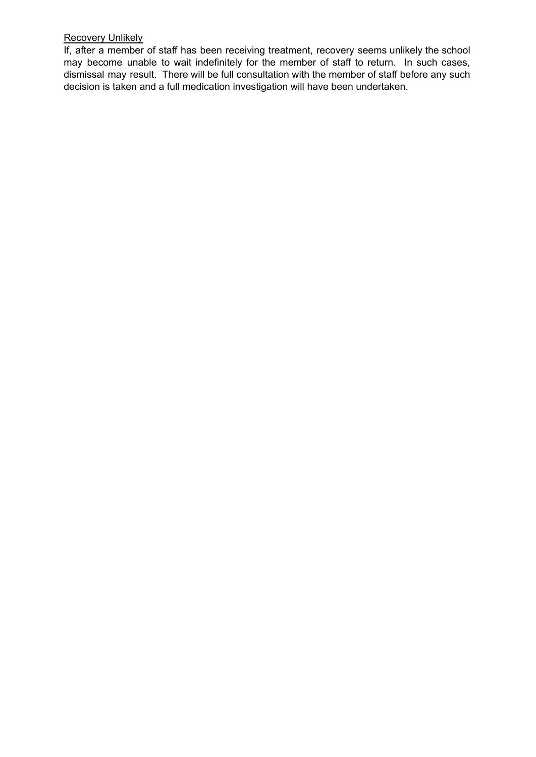Recovery Unlikely

If, after a member of staff has been receiving treatment, recovery seems unlikely the school may become unable to wait indefinitely for the member of staff to return. In such cases, dismissal may result. There will be full consultation with the member of staff before any such decision is taken and a full medication investigation will have been undertaken.